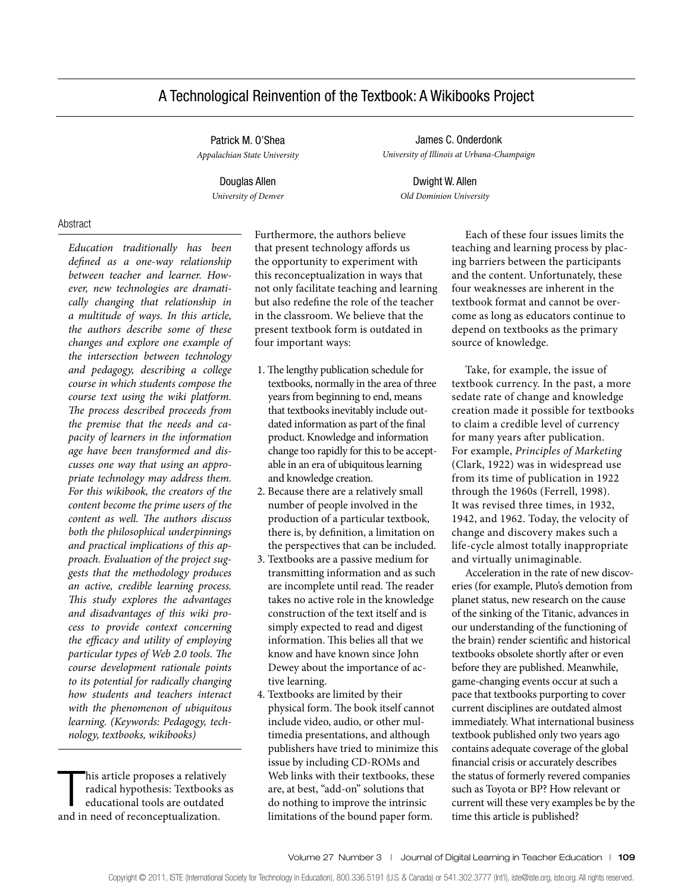# A Technological Reinvention of the Textbook: A Wikibooks Project

Patrick M. O'Shea
*Appalachian State University*

James C. Onderdonk
*University of Illinois at Urbana-Champaign*

Douglas Allen
*University of Denver*

Dwight W. Allen
*Old Dominion University*

## Abstract

*Education traditionally has been defined as a one-way relationship between teacher and learner. However, new technologies are dramatically changing that relationship in a multitude of ways. In this article, the authors describe some of these changes and explore one example of the intersection between technology and pedagogy, describing a college course in which students compose the course text using the wiki platform. The process described proceeds from the premise that the needs and capacity of learners in the information age have been transformed and discusses one way that using an appropriate technology may address them. For this wikibook, the creators of the content become the prime users of the content as well. The authors discuss both the philosophical underpinnings and practical implications of this approach. Evaluation of the project suggests that the methodology produces an active, credible learning process. This study explores the advantages and disadvantages of this wiki process to provide context concerning the efficacy and utility of employing particular types of Web 2.0 tools. The course development rationale points to its potential for radically changing how students and teachers interact with the phenomenon of ubiquitous learning. (Keywords: Pedagogy, technology, textbooks, wikibooks)*

This article proposes a relatively radical hypothesis: Textbooks as educational tools are outdated and in need of reconceptualization. Furthermore, the authors believe that present technology affords us the opportunity to experiment with this reconceptualization in ways that not only facilitate teaching and learning but also redefine the role of the teacher in the classroom. We believe that the present textbook form is outdated in four important ways:

1. The lengthy publication schedule for textbooks, normally in the area of three years from beginning to end, means that textbooks inevitably include outdated information as part of the final product. Knowledge and information change too rapidly for this to be acceptable in an era of ubiquitous learning and knowledge creation.
2. Because there are a relatively small number of people involved in the production of a particular textbook, there is, by definition, a limitation on the perspectives that can be included.
3. Textbooks are a passive medium for transmitting information and as such are incomplete until read. The reader takes no active role in the knowledge construction of the text itself and is simply expected to read and digest information. This belies all that we know and have known since John Dewey about the importance of active learning.
4. Textbooks are limited by their physical form. The book itself cannot include video, audio, or other multimedia presentations, and although publishers have tried to minimize this issue by including CD-ROMs and Web links with their textbooks, these are, at best, "add-on" solutions that do nothing to improve the intrinsic limitations of the bound paper form.

Each of these four issues limits the teaching and learning process by placing barriers between the participants and the content. Unfortunately, these four weaknesses are inherent in the textbook format and cannot be overcome as long as educators continue to depend on textbooks as the primary source of knowledge.

Take, for example, the issue of textbook currency. In the past, a more sedate rate of change and knowledge creation made it possible for textbooks to claim a credible level of currency for many years after publication. For example, *Principles of Marketing* (Clark, 1922) was in widespread use from its time of publication in 1922 through the 1960s (Ferrell, 1998). It was revised three times, in 1932, 1942, and 1962. Today, the velocity of change and discovery makes such a life-cycle almost totally inappropriate and virtually unimaginable.

Acceleration in the rate of new discoveries (for example, Pluto's demotion from planet status, new research on the cause of the sinking of the Titanic, advances in our understanding of the functioning of the brain) render scientific and historical textbooks obsolete shortly after or even before they are published. Meanwhile, game-changing events occur at such a pace that textbooks purporting to cover current disciplines are outdated almost immediately. What international business textbook published only two years ago contains adequate coverage of the global financial crisis or accurately describes the status of formerly revered companies such as Toyota or BP? How relevant or current will these very examples be by the time this article is published?

Copyright © 2011, ISTE (International Society for Technology in Education), 800.336.5191 (U.S. & Canada) or 541.302.3777 (Int'l), iste@iste.org, iste.org. All rights reserved.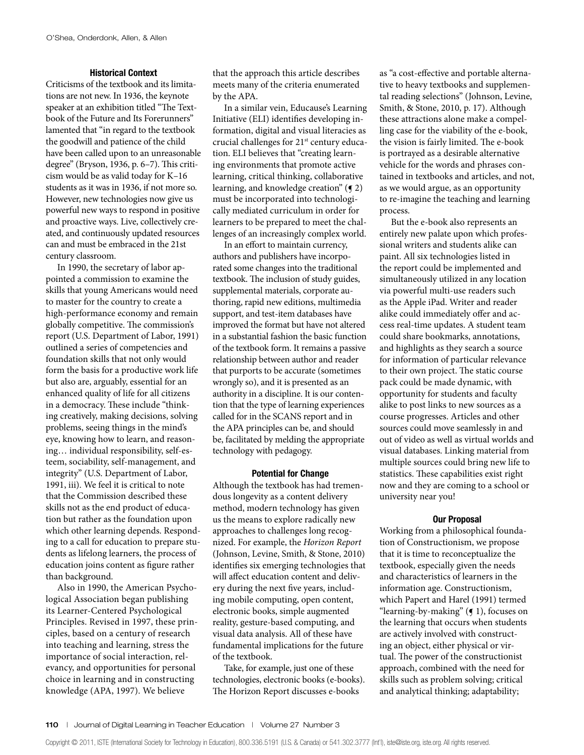## Historical Context

Criticisms of the textbook and its limitations are not new. In 1936, the keynote speaker at an exhibition titled "The Textbook of the Future and Its Forerunners" lamented that "in regard to the textbook the goodwill and patience of the child have been called upon to an unreasonable degree" (Bryson, 1936, p. 6–7). This criticism would be as valid today for K–16 students as it was in 1936, if not more so. However, new technologies now give us powerful new ways to respond in positive and proactive ways. Live, collectively created, and continuously updated resources can and must be embraced in the 21st century classroom.

In 1990, the secretary of labor appointed a commission to examine the skills that young Americans would need to master for the country to create a high-performance economy and remain globally competitive. The commission's report (U.S. Department of Labor, 1991) outlined a series of competencies and foundation skills that not only would form the basis for a productive work life but also are, arguably, essential for an enhanced quality of life for all citizens in a democracy. These include "thinking creatively, making decisions, solving problems, seeing things in the mind's eye, knowing how to learn, and reasoning… individual responsibility, self-esteem, sociability, self-management, and integrity" (U.S. Department of Labor, 1991, iii). We feel it is critical to note that the Commission described these skills not as the end product of education but rather as the foundation upon which other learning depends. Responding to a call for education to prepare students as lifelong learners, the process of education joins content as figure rather than background.

Also in 1990, the American Psychological Association began publishing its Learner-Centered Psychological Principles. Revised in 1997, these principles, based on a century of research into teaching and learning, stress the importance of social interaction, relevancy, and opportunities for personal choice in learning and in constructing knowledge (APA, 1997). We believe that the approach this article describes meets many of the criteria enumerated by the APA.

In a similar vein, Educause's Learning Initiative (ELI) identifies developing information, digital and visual literacies as crucial challenges for 21st century education. ELI believes that "creating learning environments that promote active learning, critical thinking, collaborative learning, and knowledge creation" (¶ 2) must be incorporated into technologically mediated curriculum in order for learners to be prepared to meet the challenges of an increasingly complex world.

In an effort to maintain currency, authors and publishers have incorporated some changes into the traditional textbook. The inclusion of study guides, supplemental materials, corporate authoring, rapid new editions, multimedia support, and test-item databases have improved the format but have not altered in a substantial fashion the basic function of the textbook form. It remains a passive relationship between author and reader that purports to be accurate (sometimes wrongly so), and it is presented as an authority in a discipline. It is our contention that the type of learning experiences called for in the SCANS report and in the APA principles can be, and should be, facilitated by melding the appropriate technology with pedagogy.

## Potential for Change

Although the textbook has had tremendous longevity as a content delivery method, modern technology has given us the means to explore radically new approaches to challenges long recognized. For example, the *Horizon Report* (Johnson, Levine, Smith, & Stone, 2010) identifies six emerging technologies that will affect education content and delivery during the next five years, including mobile computing, open content, electronic books, simple augmented reality, gesture-based computing, and visual data analysis. All of these have fundamental implications for the future of the textbook.

Take, for example, just one of these technologies, electronic books (e-books). The Horizon Report discusses e-books as "a cost-effective and portable alternative to heavy textbooks and supplemental reading selections" (Johnson, Levine, Smith, & Stone, 2010, p. 17). Although these attractions alone make a compelling case for the viability of the e-book, the vision is fairly limited. The e-book is portrayed as a desirable alternative vehicle for the words and phrases contained in textbooks and articles, and not, as we would argue, as an opportunity to re-imagine the teaching and learning process.

But the e-book also represents an entirely new palate upon which professional writers and students alike can paint. All six technologies listed in the report could be implemented and simultaneously utilized in any location via powerful multi-use readers such as the Apple iPad. Writer and reader alike could immediately offer and access real-time updates. A student team could share bookmarks, annotations, and highlights as they search a source for information of particular relevance to their own project. The static course pack could be made dynamic, with opportunity for students and faculty alike to post links to new sources as a course progresses. Articles and other sources could move seamlessly in and out of video as well as virtual worlds and visual databases. Linking material from multiple sources could bring new life to statistics. These capabilities exist right now and they are coming to a school or university near you!

## Our Proposal

Working from a philosophical foundation of Constructionism, we propose that it is time to reconceptualize the textbook, especially given the needs and characteristics of learners in the information age. Constructionism, which Papert and Harel (1991) termed "learning-by-making" (¶ 1), focuses on the learning that occurs when students are actively involved with constructing an object, either physical or virtual. The power of the constructionist approach, combined with the need for skills such as problem solving; critical and analytical thinking; adaptability;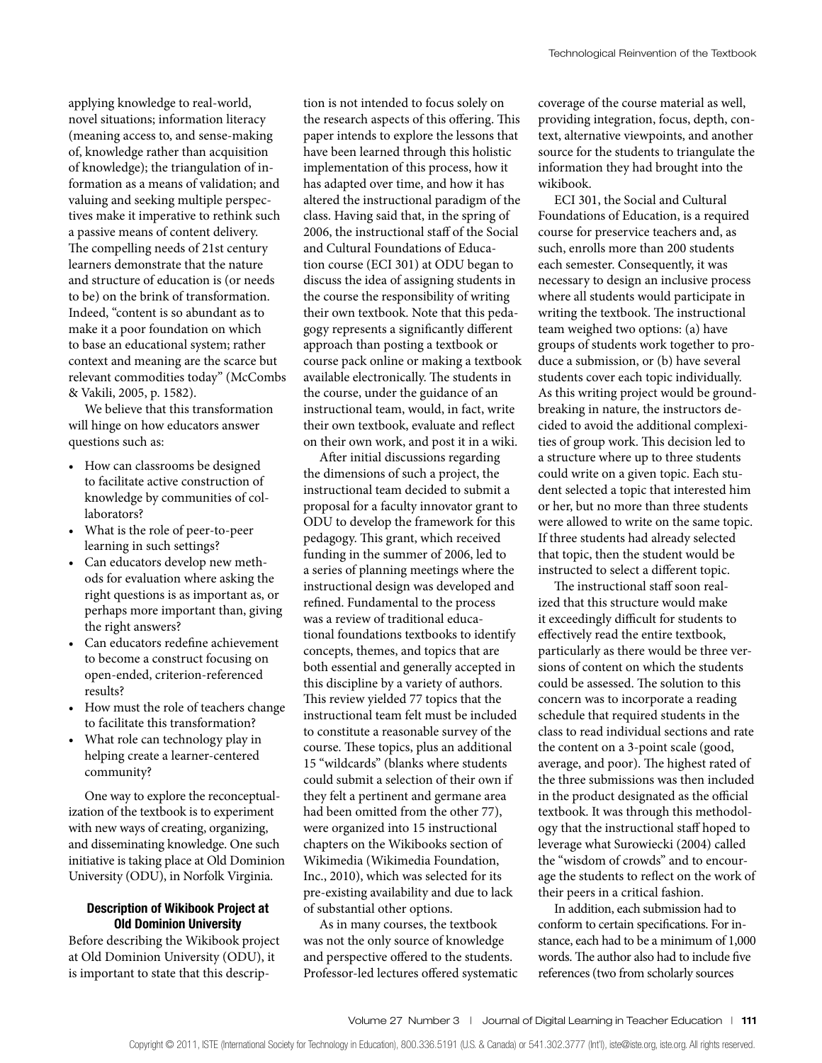applying knowledge to real-world, novel situations; information literacy (meaning access to, and sense-making of, knowledge rather than acquisition of knowledge); the triangulation of information as a means of validation; and valuing and seeking multiple perspectives make it imperative to rethink such a passive means of content delivery. The compelling needs of 21st century learners demonstrate that the nature and structure of education is (or needs to be) on the brink of transformation. Indeed, "content is so abundant as to make it a poor foundation on which to base an educational system; rather context and meaning are the scarce but relevant commodities today" (McCombs & Vakili, 2005, p. 1582).

We believe that this transformation will hinge on how educators answer questions such as:

- How can classrooms be designed to facilitate active construction of knowledge by communities of collaborators?
- What is the role of peer-to-peer learning in such settings?
- Can educators develop new methods for evaluation where asking the right questions is as important as, or perhaps more important than, giving the right answers?
- Can educators redefine achievement to become a construct focusing on open-ended, criterion-referenced results?
- How must the role of teachers change to facilitate this transformation?
- What role can technology play in helping create a learner-centered community?

One way to explore the reconceptualization of the textbook is to experiment with new ways of creating, organizing, and disseminating knowledge. One such initiative is taking place at Old Dominion University (ODU), in Norfolk Virginia.

### Description of Wikibook Project at Old Dominion University

Before describing the Wikibook project at Old Dominion University (ODU), it is important to state that this description is not intended to focus solely on the research aspects of this offering. This paper intends to explore the lessons that have been learned through this holistic implementation of this process, how it has adapted over time, and how it has altered the instructional paradigm of the class. Having said that, in the spring of 2006, the instructional staff of the Social and Cultural Foundations of Education course (ECI 301) at ODU began to discuss the idea of assigning students in the course the responsibility of writing their own textbook. Note that this pedagogy represents a significantly different approach than posting a textbook or course pack online or making a textbook available electronically. The students in the course, under the guidance of an instructional team, would, in fact, write their own textbook, evaluate and reflect on their own work, and post it in a wiki.

After initial discussions regarding the dimensions of such a project, the instructional team decided to submit a proposal for a faculty innovator grant to ODU to develop the framework for this pedagogy. This grant, which received funding in the summer of 2006, led to a series of planning meetings where the instructional design was developed and refined. Fundamental to the process was a review of traditional educational foundations textbooks to identify concepts, themes, and topics that are both essential and generally accepted in this discipline by a variety of authors. This review yielded 77 topics that the instructional team felt must be included to constitute a reasonable survey of the course. These topics, plus an additional 15 "wildcards" (blanks where students could submit a selection of their own if they felt a pertinent and germane area had been omitted from the other 77), were organized into 15 instructional chapters on the Wikibooks section of Wikimedia (Wikimedia Foundation, Inc., 2010), which was selected for its pre-existing availability and due to lack of substantial other options.

As in many courses, the textbook was not the only source of knowledge and perspective offered to the students. Professor-led lectures offered systematic coverage of the course material as well, providing integration, focus, depth, context, alternative viewpoints, and another source for the students to triangulate the information they had brought into the wikibook.

ECI 301, the Social and Cultural Foundations of Education, is a required course for preservice teachers and, as such, enrolls more than 200 students each semester. Consequently, it was necessary to design an inclusive process where all students would participate in writing the textbook. The instructional team weighed two options: (a) have groups of students work together to produce a submission, or (b) have several students cover each topic individually. As this writing project would be groundbreaking in nature, the instructors decided to avoid the additional complexities of group work. This decision led to a structure where up to three students could write on a given topic. Each student selected a topic that interested him or her, but no more than three students were allowed to write on the same topic. If three students had already selected that topic, then the student would be instructed to select a different topic.

The instructional staff soon realized that this structure would make it exceedingly difficult for students to effectively read the entire textbook, particularly as there would be three versions of content on which the students could be assessed. The solution to this concern was to incorporate a reading schedule that required students in the class to read individual sections and rate the content on a 3-point scale (good, average, and poor). The highest rated of the three submissions was then included in the product designated as the official textbook. It was through this methodology that the instructional staff hoped to leverage what Surowiecki (2004) called the "wisdom of crowds" and to encourage the students to reflect on the work of their peers in a critical fashion.

In addition, each submission had to conform to certain specifications. For instance, each had to be a minimum of 1,000 words. The author also had to include five references (two from scholarly sources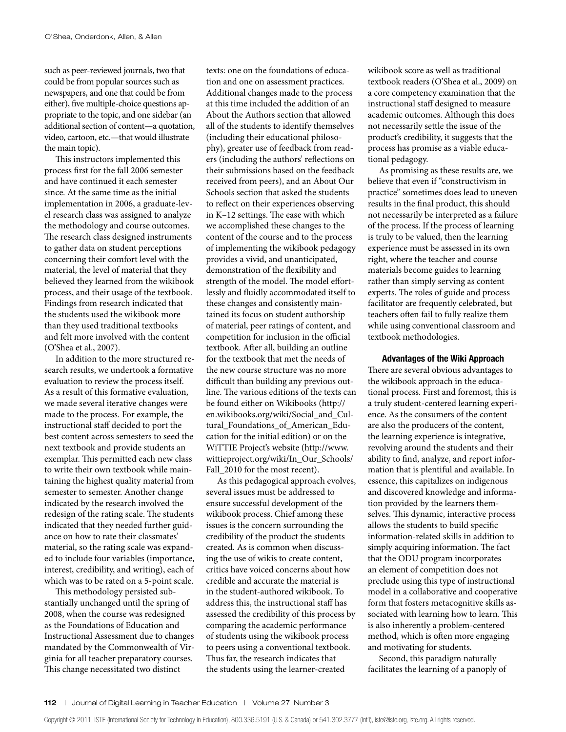such as peer-reviewed journals, two that could be from popular sources such as newspapers, and one that could be from either), five multiple-choice questions appropriate to the topic, and one sidebar (an additional section of content—a quotation, video, cartoon, etc.—that would illustrate the main topic).

This instructors implemented this process first for the fall 2006 semester and have continued it each semester since. At the same time as the initial implementation in 2006, a graduate-level research class was assigned to analyze the methodology and course outcomes. The research class designed instruments to gather data on student perceptions concerning their comfort level with the material, the level of material that they believed they learned from the wikibook process, and their usage of the textbook. Findings from research indicated that the students used the wikibook more than they used traditional textbooks and felt more involved with the content (O'Shea et al., 2007).

In addition to the more structured research results, we undertook a formative evaluation to review the process itself. As a result of this formative evaluation, we made several iterative changes were made to the process. For example, the instructional staff decided to port the best content across semesters to seed the next textbook and provide students an exemplar. This permitted each new class to write their own textbook while maintaining the highest quality material from semester to semester. Another change indicated by the research involved the redesign of the rating scale. The students indicated that they needed further guidance on how to rate their classmates' material, so the rating scale was expanded to include four variables (importance, interest, credibility, and writing), each of which was to be rated on a 5-point scale.

This methodology persisted substantially unchanged until the spring of 2008, when the course was redesigned as the Foundations of Education and Instructional Assessment due to changes mandated by the Commonwealth of Virginia for all teacher preparatory courses. This change necessitated two distinct texts: one on the foundations of education and one on assessment practices. Additional changes made to the process at this time included the addition of an About the Authors section that allowed all of the students to identify themselves (including their educational philosophy), greater use of feedback from readers (including the authors' reflections on their submissions based on the feedback received from peers), and an About Our Schools section that asked the students to reflect on their experiences observing in K–12 settings. The ease with which we accomplished these changes to the content of the course and to the process of implementing the wikibook pedagogy provides a vivid, and unanticipated, demonstration of the flexibility and strength of the model. The model effortlessly and fluidly accommodated itself to these changes and consistently maintained its focus on student authorship of material, peer ratings of content, and competition for inclusion in the official textbook. After all, building an outline for the textbook that met the needs of the new course structure was no more difficult than building any previous outline. The various editions of the texts can be found either on Wikibooks (http://en.wikibooks.org/wiki/Social_and_Cultural_Foundations_of_American_Education for the initial edition) or on the WiTTIE Project's website (http://www.wittieproject.org/wiki/In_Our_Schools/Fall_2010 for the most recent).

As this pedagogical approach evolves, several issues must be addressed to ensure successful development of the wikibook process. Chief among these issues is the concern surrounding the credibility of the product the students created. As is common when discussing the use of wikis to create content, critics have voiced concerns about how credible and accurate the material is in the student-authored wikibook. To address this, the instructional staff has assessed the credibility of this process by comparing the academic performance of students using the wikibook process to peers using a conventional textbook. Thus far, the research indicates that the students using the learner-created wikibook score as well as traditional textbook readers (O'Shea et al., 2009) on a core competency examination that the instructional staff designed to measure academic outcomes. Although this does not necessarily settle the issue of the product's credibility, it suggests that the process has promise as a viable educational pedagogy.

As promising as these results are, we believe that even if "constructivism in practice" sometimes does lead to uneven results in the final product, this should not necessarily be interpreted as a failure of the process. If the process of learning is truly to be valued, then the learning experience must be assessed in its own right, where the teacher and course materials become guides to learning rather than simply serving as content experts. The roles of guide and process facilitator are frequently celebrated, but teachers often fail to fully realize them while using conventional classroom and textbook methodologies.

### Advantages of the Wiki Approach

There are several obvious advantages to the wikibook approach in the educational process. First and foremost, this is a truly student-centered learning experience. As the consumers of the content are also the producers of the content, the learning experience is integrative, revolving around the students and their ability to find, analyze, and report information that is plentiful and available. In essence, this capitalizes on indigenous and discovered knowledge and information provided by the learners themselves. This dynamic, interactive process allows the students to build specific information-related skills in addition to simply acquiring information. The fact that the ODU program incorporates an element of competition does not preclude using this type of instructional model in a collaborative and cooperative form that fosters metacognitive skills associated with learning how to learn. This is also inherently a problem-centered method, which is often more engaging and motivating for students.

Second, this paradigm naturally facilitates the learning of a panoply of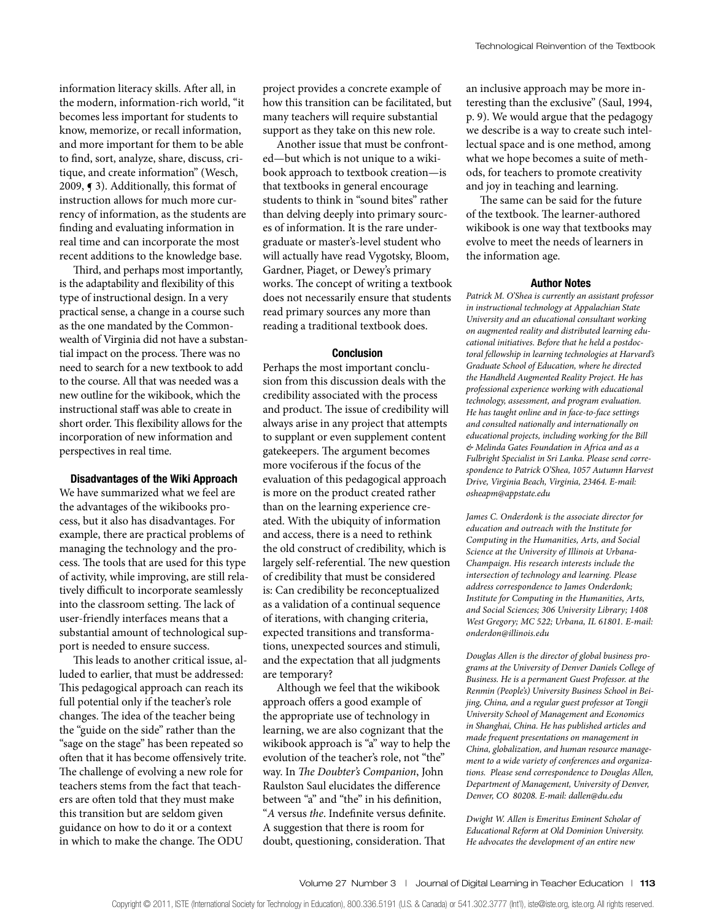information literacy skills. After all, in the modern, information-rich world, "it becomes less important for students to know, memorize, or recall information, and more important for them to be able to find, sort, analyze, share, discuss, critique, and create information" (Wesch, 2009, ¶ 3). Additionally, this format of instruction allows for much more currency of information, as the students are finding and evaluating information in real time and can incorporate the most recent additions to the knowledge base.

Third, and perhaps most importantly, is the adaptability and flexibility of this type of instructional design. In a very practical sense, a change in a course such as the one mandated by the Commonwealth of Virginia did not have a substantial impact on the process. There was no need to search for a new textbook to add to the course. All that was needed was a new outline for the wikibook, which the instructional staff was able to create in short order. This flexibility allows for the incorporation of new information and perspectives in real time.

### Disadvantages of the Wiki Approach

We have summarized what we feel are the advantages of the wikibooks process, but it also has disadvantages. For example, there are practical problems of managing the technology and the process. The tools that are used for this type of activity, while improving, are still relatively difficult to incorporate seamlessly into the classroom setting. The lack of user-friendly interfaces means that a substantial amount of technological support is needed to ensure success.

This leads to another critical issue, alluded to earlier, that must be addressed: This pedagogical approach can reach its full potential only if the teacher's role changes. The idea of the teacher being the "guide on the side" rather than the "sage on the stage" has been repeated so often that it has become offensively trite. The challenge of evolving a new role for teachers stems from the fact that teachers are often told that they must make this transition but are seldom given guidance on how to do it or a context in which to make the change. The ODU project provides a concrete example of how this transition can be facilitated, but many teachers will require substantial support as they take on this new role.

Another issue that must be confronted—but which is not unique to a wikibook approach to textbook creation—is that textbooks in general encourage students to think in "sound bites" rather than delving deeply into primary sources of information. It is the rare undergraduate or master's-level student who will actually have read Vygotsky, Bloom, Gardner, Piaget, or Dewey's primary works. The concept of writing a textbook does not necessarily ensure that students read primary sources any more than reading a traditional textbook does.

### Conclusion

Perhaps the most important conclusion from this discussion deals with the credibility associated with the process and product. The issue of credibility will always arise in any project that attempts to supplant or even supplement content gatekeepers. The argument becomes more vociferous if the focus of the evaluation of this pedagogical approach is more on the product created rather than on the learning experience created. With the ubiquity of information and access, there is a need to rethink the old construct of credibility, which is largely self-referential. The new question of credibility that must be considered is: Can credibility be reconceptualized as a validation of a continual sequence of iterations, with changing criteria, expected transitions and transformations, unexpected sources and stimuli, and the expectation that all judgments are temporary?

Although we feel that the wikibook approach offers a good example of the appropriate use of technology in learning, we are also cognizant that the wikibook approach is "a" way to help the evolution of the teacher's role, not "the" way. In *The Doubter's Companion*, John Raulston Saul elucidates the difference between "a" and "the" in his definition, "*A* versus *the*. Indefinite versus definite. A suggestion that there is room for doubt, questioning, consideration. That an inclusive approach may be more interesting than the exclusive" (Saul, 1994, p. 9). We would argue that the pedagogy we describe is a way to create such intellectual space and is one method, among what we hope becomes a suite of methods, for teachers to promote creativity and joy in teaching and learning.

The same can be said for the future of the textbook. The learner-authored wikibook is one way that textbooks may evolve to meet the needs of learners in the information age.

### Author Notes

*Patrick M. O'Shea is currently an assistant professor in instructional technology at Appalachian State University and an educational consultant working on augmented reality and distributed learning educational initiatives. Before that he held a postdoctoral fellowship in learning technologies at Harvard's Graduate School of Education, where he directed the Handheld Augmented Reality Project. He has professional experience working with educational technology, assessment, and program evaluation. He has taught online and in face-to-face settings and consulted nationally and internationally on educational projects, including working for the Bill & Melinda Gates Foundation in Africa and as a Fulbright Specialist in Sri Lanka. Please send correspondence to Patrick O'Shea, 1057 Autumn Harvest Drive, Virginia Beach, Virginia, 23464. E-mail: osheapm@appstate.edu*

*James C. Onderdonk is the associate director for education and outreach with the Institute for Computing in the Humanities, Arts, and Social Science at the University of Illinois at Urbana-Champaign. His research interests include the intersection of technology and learning. Please address correspondence to James Onderdonk; Institute for Computing in the Humanities, Arts, and Social Sciences; 306 University Library; 1408 West Gregory; MC 522; Urbana, IL 61801. E-mail: onderdon@illinois.edu*

*Douglas Allen is the director of global business programs at the University of Denver Daniels College of Business. He is a permanent Guest Professor. at the Renmin (People's) University Business School in Beijing, China, and a regular guest professor at Tongji University School of Management and Economics in Shanghai, China. He has published articles and made frequent presentations on management in China, globalization, and human resource management to a wide variety of conferences and organizations. Please send correspondence to Douglas Allen, Department of Management, University of Denver, Denver, CO 80208. E-mail: dallen@du.edu*

*Dwight W. Allen is Emeritus Eminent Scholar of Educational Reform at Old Dominion University. He advocates the development of an entire new*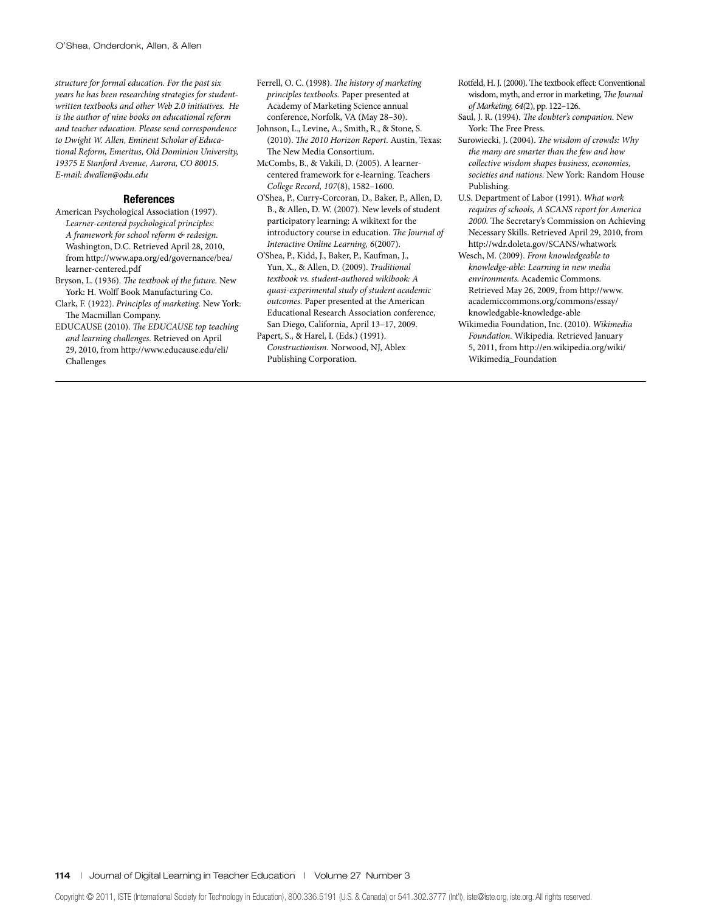*structure for formal education. For the past six years he has been researching strategies for student-written textbooks and other Web 2.0 initiatives. He is the author of nine books on educational reform and teacher education. Please send correspondence to Dwight W. Allen, Eminent Scholar of Educational Reform, Emeritus, Old Dominion University, 19375 E Stanford Avenue, Aurora, CO 80015. E-mail: dwallen@odu.edu*

## References

American Psychological Association (1997). *Learner-centered psychological principles: A framework for school reform & redesign.* Washington, D.C. Retrieved April 28, 2010, from http://www.apa.org/ed/governance/bea/learner-centered.pdf

Bryson, L. (1936). *The textbook of the future.* New York: H. Wolff Book Manufacturing Co.

Clark, F. (1922). *Principles of marketing.* New York: The Macmillan Company.

EDUCAUSE (2010). *The EDUCAUSE top teaching and learning challenges.* Retrieved on April 29, 2010, from http://www.educause.edu/eli/Challenges

Ferrell, O. C. (1998). *The history of marketing principles textbooks.* Paper presented at Academy of Marketing Science annual conference, Norfolk, VA (May 28–30).

Johnson, L., Levine, A., Smith, R., & Stone, S. (2010). *The 2010 Horizon Report.* Austin, Texas: The New Media Consortium.

McCombs, B., & Vakili, D. (2005). A learner-centered framework for e-learning. Teachers *College Record, 107*(8), 1582–1600.

O'Shea, P., Curry-Corcoran, D., Baker, P., Allen, D. B., & Allen, D. W. (2007). New levels of student participatory learning: A wikitext for the introductory course in education. *The Journal of Interactive Online Learning, 6*(2007).

O'Shea, P., Kidd, J., Baker, P., Kaufman, J., Yun, X., & Allen, D. (2009). *Traditional textbook vs. student-authored wikibook: A quasi-experimental study of student academic outcomes.* Paper presented at the American Educational Research Association conference, San Diego, California, April 13–17, 2009.

Papert, S., & Harel, I. (Eds.) (1991). *Constructionism.* Norwood, NJ, Ablex Publishing Corporation.

Rotfeld, H. J. (2000). The textbook effect: Conventional wisdom, myth, and error in marketing, *The Journal of Marketing, 64*(2), pp. 122–126.

Saul, J. R. (1994). *The doubter's companion.* New York: The Free Press.

Surowiecki, J. (2004). *The wisdom of crowds: Why the many are smarter than the few and how collective wisdom shapes business, economies, societies and nations.* New York: Random House Publishing.

U.S. Department of Labor (1991). *What work requires of schools, A SCANS report for America 2000.* The Secretary's Commission on Achieving Necessary Skills. Retrieved April 29, 2010, from http://wdr.doleta.gov/SCANS/whatwork

Wesch, M. (2009). *From knowledgeable to knowledge-able: Learning in new media environments.* Academic Commons. Retrieved May 26, 2009, from http://www.academiccommons.org/commons/essay/knowledgable-knowledge-able

Wikimedia Foundation, Inc. (2010). *Wikimedia Foundation.* Wikipedia. Retrieved January 5, 2011, from http://en.wikipedia.org/wiki/Wikimedia_Foundation

Copyright © 2011, ISTE (International Society for Technology in Education), 800.336.5191 (U.S. & Canada) or 541.302.3777 (Int'l), iste@iste.org, iste.org. All rights reserved.